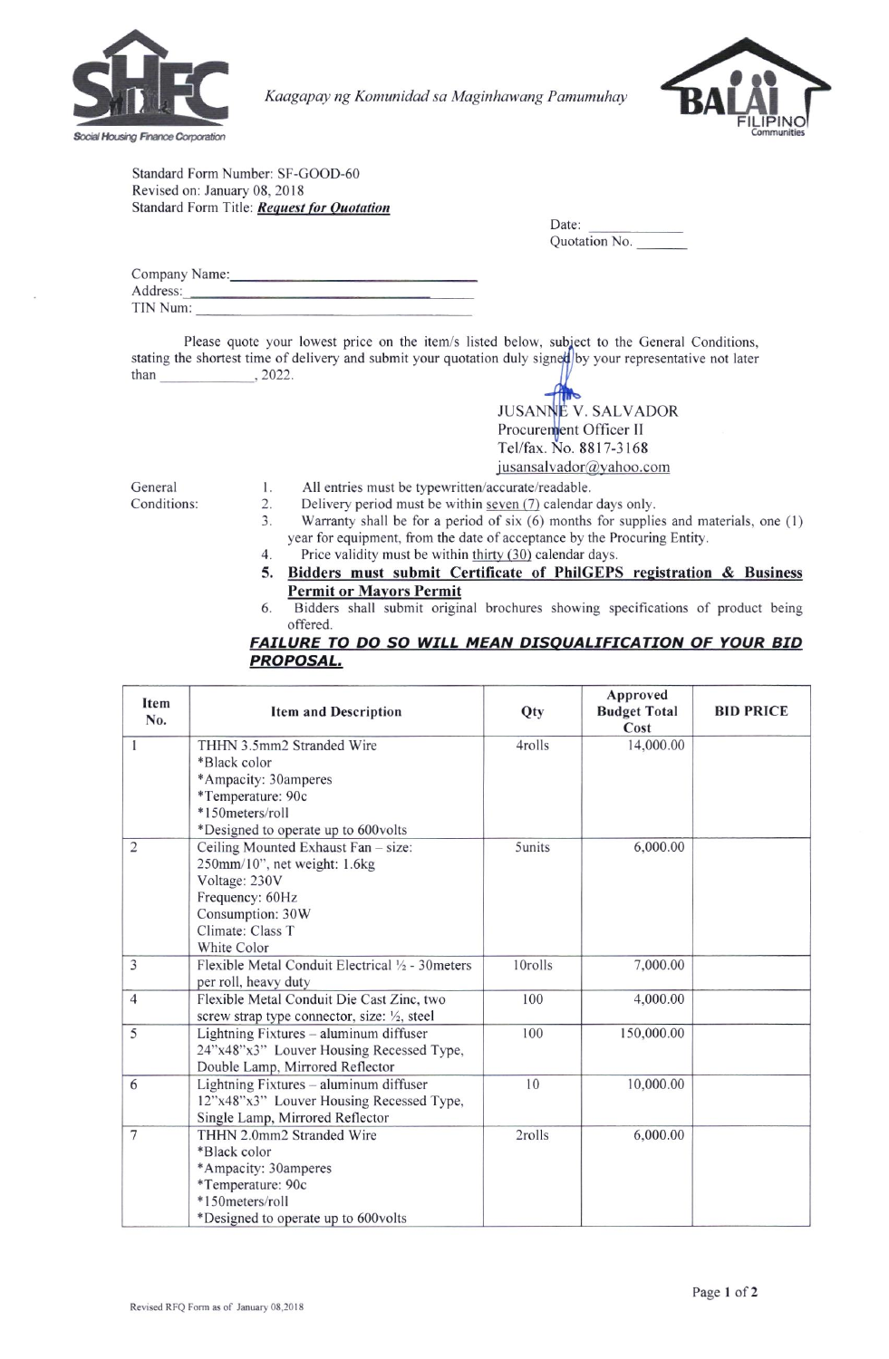Social Housing Finance Corporation

*Kaagapay ng Komunidad sa Maginhawang Pamumuhay*

BALAI FILIPINO Communities

Standard Form Number: SF-GOOD-60
Revised on: January 08, 2018
Standard Form Title: ***Request for Quotation***

Date: ____________
Quotation No. _______

Company Name: ______________________________
Address: ______________________________
TIN Num: ______________________________

Please quote your lowest price on the item/s listed below, subject to the General Conditions, stating the shortest time of delivery and submit your quotation duly signed by your representative not later than ____________, 2022.

JUSANNE V. SALVADOR
Procurement Officer II
Tel/fax. No. 8817-3168
jusansalvador@yahoo.com

General Conditions:

1. All entries must be typewritten/accurate/readable.
2. Delivery period must be within seven (7) calendar days only.
3. Warranty shall be for a period of six (6) months for supplies and materials, one (1) year for equipment, from the date of acceptance by the Procuring Entity.
4. Price validity must be within thirty (30) calendar days.
5. **Bidders must submit Certificate of PhilGEPS registration & Business Permit or Mayors Permit**
6. Bidders shall submit original brochures showing specifications of product being offered.

***FAILURE TO DO SO WILL MEAN DISQUALIFICATION OF YOUR BID PROPOSAL.***

| Item No. | Item and Description | Qty | Approved Budget Total Cost | BID PRICE |
|---|---|---|---|---|
| 1 | THHN 3.5mm2 Stranded Wire<br>*Black color<br>*Ampacity: 30amperes<br>*Temperature: 90c<br>*150meters/roll<br>*Designed to operate up to 600volts | 4rolls | 14,000.00 | |
| 2 | Ceiling Mounted Exhaust Fan – size: 250mm/10", net weight: 1.6kg<br>Voltage: 230V<br>Frequency: 60Hz<br>Consumption: 30W<br>Climate: Class T<br>White Color | 5units | 6,000.00 | |
| 3 | Flexible Metal Conduit Electrical ½ - 30meters per roll, heavy duty | 10rolls | 7,000.00 | |
| 4 | Flexible Metal Conduit Die Cast Zinc, two screw strap type connector, size: ½, steel | 100 | 4,000.00 | |
| 5 | Lightning Fixtures – aluminum diffuser 24"x48"x3" Louver Housing Recessed Type, Double Lamp, Mirrored Reflector | 100 | 150,000.00 | |
| 6 | Lightning Fixtures – aluminum diffuser 12"x48"x3" Louver Housing Recessed Type, Single Lamp, Mirrored Reflector | 10 | 10,000.00 | |
| 7 | THHN 2.0mm2 Stranded Wire<br>*Black color<br>*Ampacity: 30amperes<br>*Temperature: 90c<br>*150meters/roll<br>*Designed to operate up to 600volts | 2rolls | 6,000.00 | |

Revised RFQ Form as of January 08,2018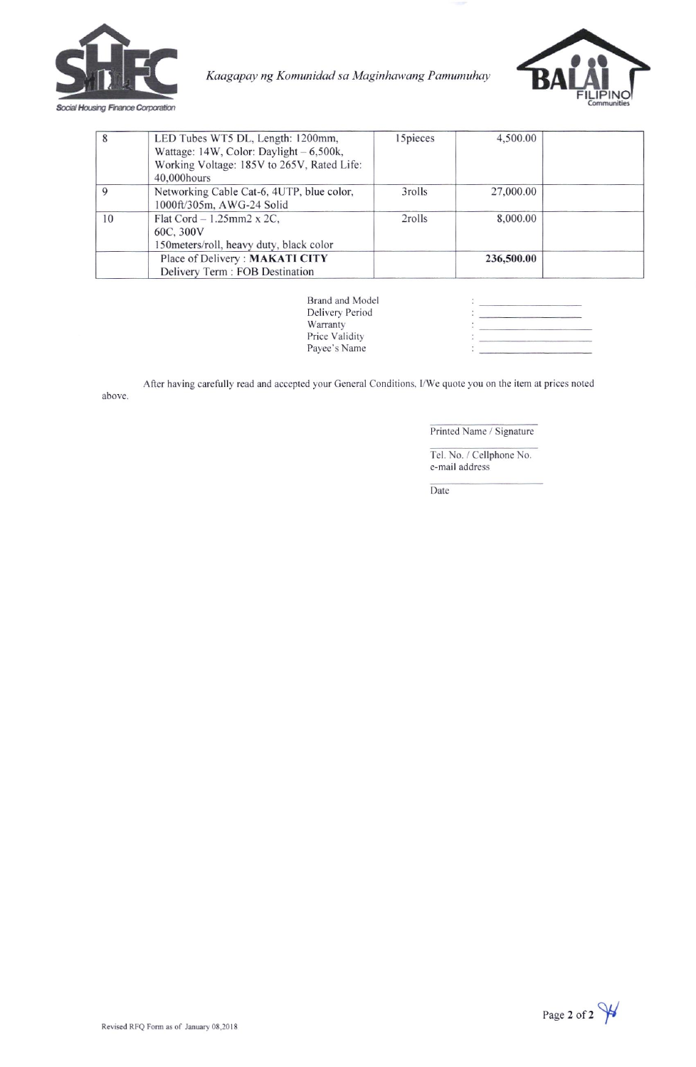Kaagapay ng Komunidad sa Maginhawang Pamumuhay

| | | | | |
|---|---|---|---|---|
| 8 | LED Tubes WT5 DL, Length: 1200mm, Wattage: 14W, Color: Daylight – 6,500k, Working Voltage: 185V to 265V, Rated Life: 40,000hours | 15pieces | 4,500.00 | |
| 9 | Networking Cable Cat-6, 4UTP, blue color, 1000ft/305m, AWG-24 Solid | 3rolls | 27,000.00 | |
| 10 | Flat Cord – 1.25mm2 x 2C, 60C, 300V 150meters/roll, heavy duty, black color | 2rolls | 8,000.00 | |
| | Place of Delivery : **MAKATI CITY** Delivery Term : FOB Destination | | **236,500.00** | |

Brand and Model : ____________
Delivery Period : ____________
Warranty : ____________
Price Validity : ____________
Payee's Name : ____________

After having carefully read and accepted your General Conditions, I/We quote you on the item at prices noted above.

____________
Printed Name / Signature

____________
Tel. No. / Cellphone No.
e-mail address

____________
Date

Revised RFQ Form as of January 08,2018